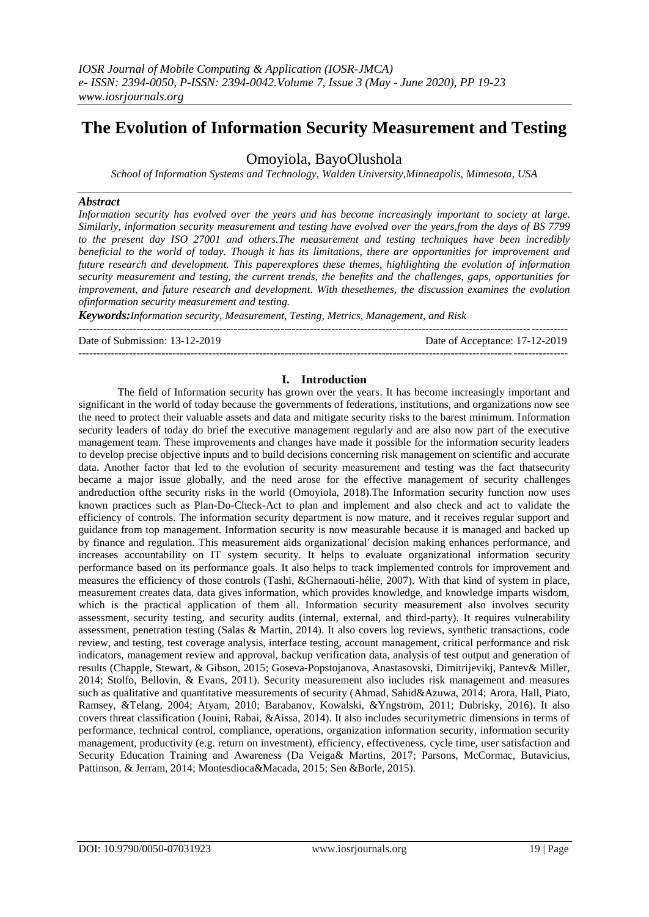# The Evolution of Information Security Measurement and Testing

Omoyiola, BayoOlushola

*School of Information Systems and Technology, Walden University,Minneapolis, Minnesota, USA*

### *Abstract*

*Information security has evolved over the years and has become increasingly important to society at large. Similarly, information security measurement and testing have evolved over the years,from the days of BS 7799 to the present day ISO 27001 and others.The measurement and testing techniques have been incredibly beneficial to the world of today. Though it has its limitations, there are opportunities for improvement and future research and development. This paperexplores these themes, highlighting the evolution of information security measurement and testing, the current trends, the benefits and the challenges, gaps, opportunities for improvement, and future research and development. With thesethemes, the discussion examines the evolution ofinformation security measurement and testing.*

***Keywords:****Information security, Measurement, Testing, Metrics, Management, and Risk*

---

Date of Submission: 13-12-2019 Date of Acceptance: 17-12-2019

---

## I. Introduction

The field of Information security has grown over the years. It has become increasingly important and significant in the world of today because the governments of federations, institutions, and organizations now see the need to protect their valuable assets and data and mitigate security risks to the barest minimum. Information security leaders of today do brief the executive management regularly and are also now part of the executive management team. These improvements and changes have made it possible for the information security leaders to develop precise objective inputs and to build decisions concerning risk management on scientific and accurate data. Another factor that led to the evolution of security measurement and testing was the fact thatsecurity became a major issue globally, and the need arose for the effective management of security challenges andreduction ofthe security risks in the world (Omoyiola, 2018).The Information security function now uses known practices such as Plan-Do-Check-Act to plan and implement and also check and act to validate the efficiency of controls. The information security department is now mature, and it receives regular support and guidance from top management. Information security is now measurable because it is managed and backed up by finance and regulation. This measurement aids organizational' decision making enhances performance, and increases accountability on IT system security. It helps to evaluate organizational information security performance based on its performance goals. It also helps to track implemented controls for improvement and measures the efficiency of those controls (Tashi, &Ghernaouti-hélie, 2007). With that kind of system in place, measurement creates data, data gives information, which provides knowledge, and knowledge imparts wisdom, which is the practical application of them all. Information security measurement also involves security assessment, security testing, and security audits (internal, external, and third-party). It requires vulnerability assessment, penetration testing (Salas & Martin, 2014). It also covers log reviews, synthetic transactions, code review, and testing, test coverage analysis, interface testing, account management, critical performance and risk indicators, management review and approval, backup verification data, analysis of test output and generation of results (Chapple, Stewart, & Gibson, 2015; Goseva-Popstojanova, Anastasovski, Dimitrijevikj, Pantev& Miller, 2014; Stolfo, Bellovin, & Evans, 2011). Security measurement also includes risk management and measures such as qualitative and quantitative measurements of security (Ahmad, Sahid&Azuwa, 2014; Arora, Hall, Piato, Ramsey, &Telang, 2004; Atyam, 2010; Barabanov, Kowalski, &Yngström, 2011; Dubrisky, 2016). It also covers threat classification (Jouini, Rabai, &Aissa, 2014). It also includes securitymetric dimensions in terms of performance, technical control, compliance, operations, organization information security, information security management, productivity (e.g. return on investment), efficiency, effectiveness, cycle time, user satisfaction and Security Education Training and Awareness (Da Veiga& Martins, 2017; Parsons, McCormac, Butavicius, Pattinson, & Jerram, 2014; Montesdioca&Macada, 2015; Sen &Borle, 2015).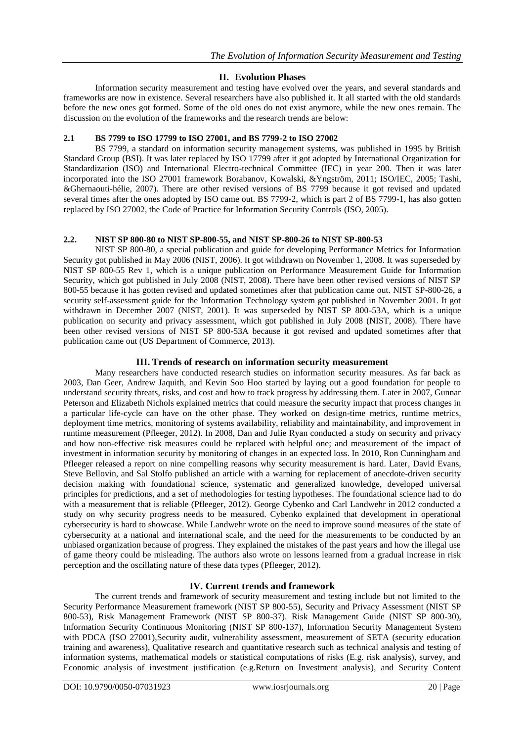## II. Evolution Phases

Information security measurement and testing have evolved over the years, and several standards and frameworks are now in existence. Several researchers have also published it. It all started with the old standards before the new ones got formed. Some of the old ones do not exist anymore, while the new ones remain. The discussion on the evolution of the frameworks and the research trends are below:

### 2.1 BS 7799 to ISO 17799 to ISO 27001, and BS 7799-2 to ISO 27002

BS 7799, a standard on information security management systems, was published in 1995 by British Standard Group (BSI). It was later replaced by ISO 17799 after it got adopted by International Organization for Standardization (ISO) and International Electro-technical Committee (IEC) in year 200. Then it was later incorporated into the ISO 27001 framework Borabanov, Kowalski, &Yngström, 2011; ISO/IEC, 2005; Tashi, &Ghernaouti-hélie, 2007). There are other revised versions of BS 7799 because it got revised and updated several times after the ones adopted by ISO came out. BS 7799-2, which is part 2 of BS 7799-1, has also gotten replaced by ISO 27002, the Code of Practice for Information Security Controls (ISO, 2005).

### 2.2. NIST SP 800-80 to NIST SP-800-55, and NIST SP-800-26 to NIST SP-800-53

NIST SP 800-80, a special publication and guide for developing Performance Metrics for Information Security got published in May 2006 (NIST, 2006). It got withdrawn on November 1, 2008. It was superseded by NIST SP 800-55 Rev 1, which is a unique publication on Performance Measurement Guide for Information Security, which got published in July 2008 (NIST, 2008). There have been other revised versions of NIST SP 800-55 because it has gotten revised and updated sometimes after that publication came out. NIST SP-800-26, a security self-assessment guide for the Information Technology system got published in November 2001. It got withdrawn in December 2007 (NIST, 2001). It was superseded by NIST SP 800-53A, which is a unique publication on security and privacy assessment, which got published in July 2008 (NIST, 2008). There have been other revised versions of NIST SP 800-53A because it got revised and updated sometimes after that publication came out (US Department of Commerce, 2013).

## III. Trends of research on information security measurement

Many researchers have conducted research studies on information security measures. As far back as 2003, Dan Geer, Andrew Jaquith, and Kevin Soo Hoo started by laying out a good foundation for people to understand security threats, risks, and cost and how to track progress by addressing them. Later in 2007, Gunnar Peterson and Elizabeth Nichols explained metrics that could measure the security impact that process changes in a particular life-cycle can have on the other phase. They worked on design-time metrics, runtime metrics, deployment time metrics, monitoring of systems availability, reliability and maintainability, and improvement in runtime measurement (Pfleeger, 2012). In 2008, Dan and Julie Ryan conducted a study on security and privacy and how non-effective risk measures could be replaced with helpful one; and measurement of the impact of investment in information security by monitoring of changes in an expected loss. In 2010, Ron Cunningham and Pfleeger released a report on nine compelling reasons why security measurement is hard. Later, David Evans, Steve Bellovin, and Sal Stolfo published an article with a warning for replacement of anecdote-driven security decision making with foundational science, systematic and generalized knowledge, developed universal principles for predictions, and a set of methodologies for testing hypotheses. The foundational science had to do with a measurement that is reliable (Pfleeger, 2012). George Cybenko and Carl Landwehr in 2012 conducted a study on why security progress needs to be measured. Cybenko explained that development in operational cybersecurity is hard to showcase. While Landwehr wrote on the need to improve sound measures of the state of cybersecurity at a national and international scale, and the need for the measurements to be conducted by an unbiased organization because of progress. They explained the mistakes of the past years and how the illegal use of game theory could be misleading. The authors also wrote on lessons learned from a gradual increase in risk perception and the oscillating nature of these data types (Pfleeger, 2012).

## IV. Current trends and framework

The current trends and framework of security measurement and testing include but not limited to the Security Performance Measurement framework (NIST SP 800-55), Security and Privacy Assessment (NIST SP 800-53), Risk Management Framework (NIST SP 800-37). Risk Management Guide (NIST SP 800-30), Information Security Continuous Monitoring (NIST SP 800-137), Information Security Management System with PDCA (ISO 27001),Security audit, vulnerability assessment, measurement of SETA (security education training and awareness), Qualitative research and quantitative research such as technical analysis and testing of information systems, mathematical models or statistical computations of risks (E.g. risk analysis), survey, and Economic analysis of investment justification (e.g.Return on Investment analysis), and Security Content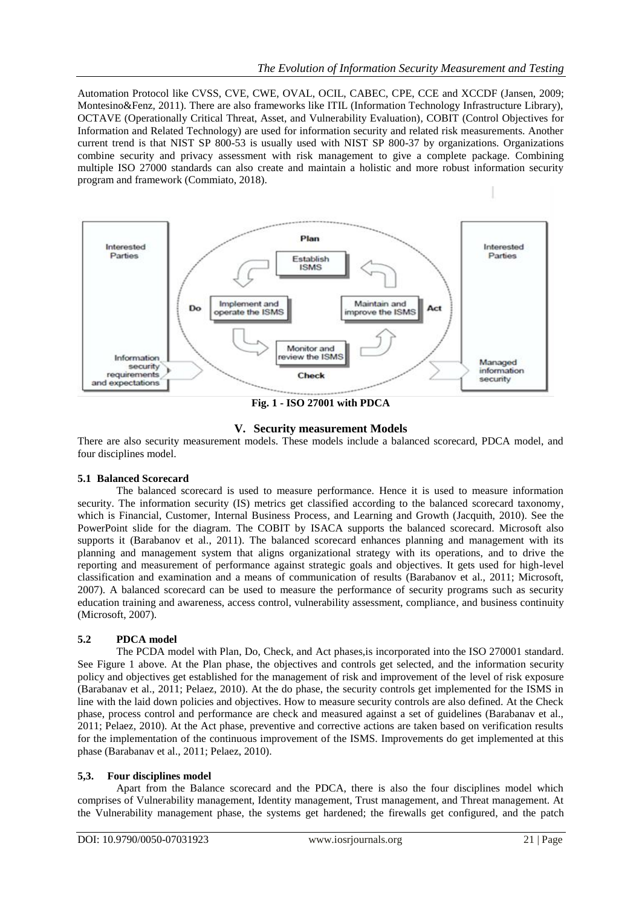Automation Protocol like CVSS, CVE, CWE, OVAL, OCIL, CABEC, CPE, CCE and XCCDF (Jansen, 2009; Montesino&Fenz, 2011). There are also frameworks like ITIL (Information Technology Infrastructure Library), OCTAVE (Operationally Critical Threat, Asset, and Vulnerability Evaluation), COBIT (Control Objectives for Information and Related Technology) are used for information security and related risk measurements. Another current trend is that NIST SP 800-53 is usually used with NIST SP 800-37 by organizations. Organizations combine security and privacy assessment with risk management to give a complete package. Combining multiple ISO 27000 standards can also create and maintain a holistic and more robust information security program and framework (Commiato, 2018).

**Fig. 1 - ISO 27001 with PDCA**

## V. Security measurement Models

There are also security measurement models. These models include a balanced scorecard, PDCA model, and four disciplines model.

### 5.1 Balanced Scorecard

The balanced scorecard is used to measure performance. Hence it is used to measure information security. The information security (IS) metrics get classified according to the balanced scorecard taxonomy, which is Financial, Customer, Internal Business Process, and Learning and Growth (Jacquith, 2010). See the PowerPoint slide for the diagram. The COBIT by ISACA supports the balanced scorecard. Microsoft also supports it (Barabanov et al., 2011). The balanced scorecard enhances planning and management with its planning and management system that aligns organizational strategy with its operations, and to drive the reporting and measurement of performance against strategic goals and objectives. It gets used for high-level classification and examination and a means of communication of results (Barabanov et al., 2011; Microsoft, 2007). A balanced scorecard can be used to measure the performance of security programs such as security education training and awareness, access control, vulnerability assessment, compliance, and business continuity (Microsoft, 2007).

### 5.2 PDCA model

The PCDA model with Plan, Do, Check, and Act phases,is incorporated into the ISO 270001 standard. See Figure 1 above. At the Plan phase, the objectives and controls get selected, and the information security policy and objectives get established for the management of risk and improvement of the level of risk exposure (Barabanav et al., 2011; Pelaez, 2010). At the do phase, the security controls get implemented for the ISMS in line with the laid down policies and objectives. How to measure security controls are also defined. At the Check phase, process control and performance are check and measured against a set of guidelines (Barabanav et al., 2011; Pelaez, 2010). At the Act phase, preventive and corrective actions are taken based on verification results for the implementation of the continuous improvement of the ISMS. Improvements do get implemented at this phase (Barabanav et al., 2011; Pelaez, 2010).

### 5,3. Four disciplines model

Apart from the Balance scorecard and the PDCA, there is also the four disciplines model which comprises of Vulnerability management, Identity management, Trust management, and Threat management. At the Vulnerability management phase, the systems get hardened; the firewalls get configured, and the patch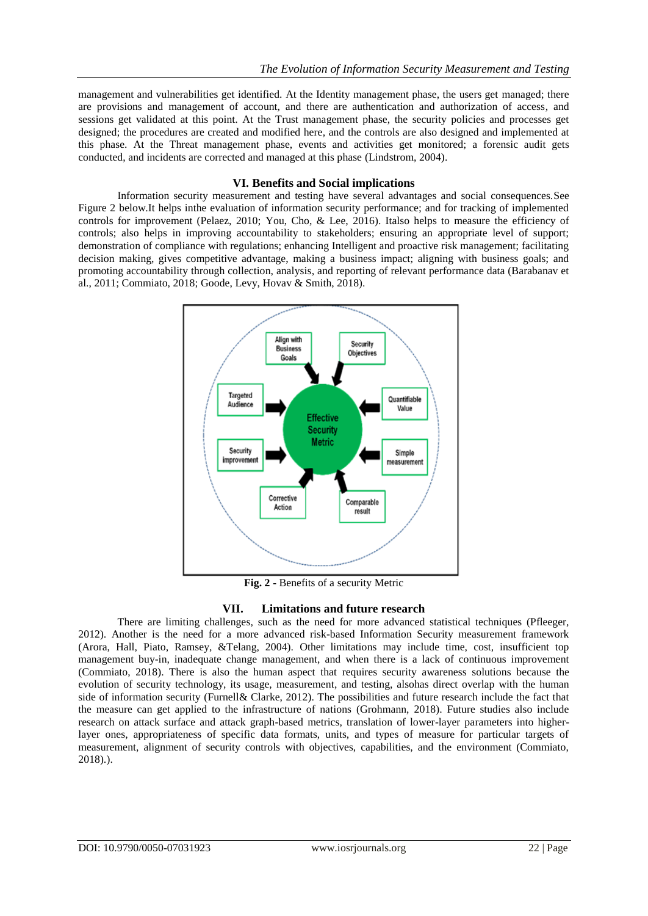management and vulnerabilities get identified. At the Identity management phase, the users get managed; there are provisions and management of account, and there are authentication and authorization of access, and sessions get validated at this point. At the Trust management phase, the security policies and processes get designed; the procedures are created and modified here, and the controls are also designed and implemented at this phase. At the Threat management phase, events and activities get monitored; a forensic audit gets conducted, and incidents are corrected and managed at this phase (Lindstrom, 2004).

## VI. Benefits and Social implications

Information security measurement and testing have several advantages and social consequences.See Figure 2 below.It helps inthe evaluation of information security performance; and for tracking of implemented controls for improvement (Pelaez, 2010; You, Cho, & Lee, 2016). Italso helps to measure the efficiency of controls; also helps in improving accountability to stakeholders; ensuring an appropriate level of support; demonstration of compliance with regulations; enhancing Intelligent and proactive risk management; facilitating decision making, gives competitive advantage, making a business impact; aligning with business goals; and promoting accountability through collection, analysis, and reporting of relevant performance data (Barabanav et al., 2011; Commiato, 2018; Goode, Levy, Hovav & Smith, 2018).

**Fig. 2 -** Benefits of a security Metric

## VII. Limitations and future research

There are limiting challenges, such as the need for more advanced statistical techniques (Pfleeger, 2012). Another is the need for a more advanced risk-based Information Security measurement framework (Arora, Hall, Piato, Ramsey, &Telang, 2004). Other limitations may include time, cost, insufficient top management buy-in, inadequate change management, and when there is a lack of continuous improvement (Commiato, 2018). There is also the human aspect that requires security awareness solutions because the evolution of security technology, its usage, measurement, and testing, alsohas direct overlap with the human side of information security (Furnell& Clarke, 2012). The possibilities and future research include the fact that the measure can get applied to the infrastructure of nations (Grohmann, 2018). Future studies also include research on attack surface and attack graph-based metrics, translation of lower-layer parameters into higher-layer ones, appropriateness of specific data formats, units, and types of measure for particular targets of measurement, alignment of security controls with objectives, capabilities, and the environment (Commiato, 2018).).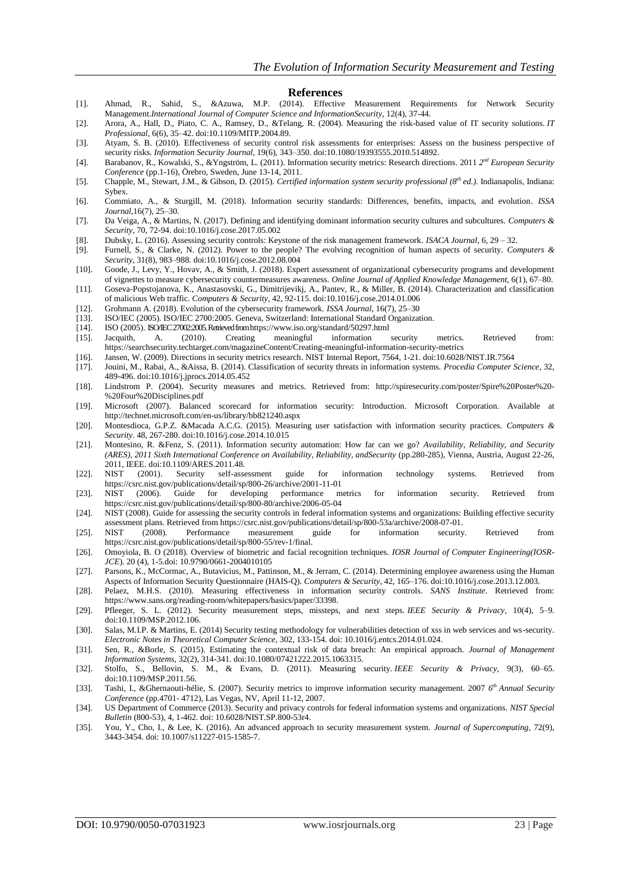## References

[1]. Ahmad, R., Sahid, S., &Azuwa, M.P. (2014). Effective Measurement Requirements for Network Security Management.*International Journal of Computer Science and InformationSecurity*, 12(4), 37-44.

[2]. Arora, A., Hall, D., Piato, C. A., Ramsey, D., &Telang, R. (2004). Measuring the risk-based value of IT security solutions. *IT Professional*, 6(6), 35–42. doi:10.1109/MITP.2004.89.

[3]. Atyam, S. B. (2010). Effectiveness of security control risk assessments for enterprises: Assess on the business perspective of security risks. *Information Security Journal,* 19(6), 343–350. doi:10.1080/19393555.2010.514892.

[4]. Barabanov, R., Kowalski, S., &Yngström, L. (2011). Information security metrics: Research directions. 2011 *2nd European Security Conference* (pp.1-16), Örebro, Sweden, June 13-14, 2011.

[5]. Chapple, M., Stewart, J.M., & Gibson, D. (2015). *Certified information system security professional (8th ed.)*. Indianapolis, Indiana: Sybex.

[6]. Commiato, A., & Sturgill, M. (2018). Information security standards: Differences, benefits, impacts, and evolution. *ISSA Journal*,16(7), 25–30.

[7]. Da Veiga, A., & Martins, N. (2017). Defining and identifying dominant information security cultures and subcultures. *Computers & Security*, 70, 72-94. doi:10.1016/j.cose.2017.05.002

[8]. Dubsky, L. (2016). Assessing security controls: Keystone of the risk management framework. *ISACA Journal*, 6, 29 – 32.

[9]. Furnell, S., & Clarke, N. (2012). Power to the people? The evolving recognition of human aspects of security. *Computers & Security*, 31(8), 983–988. doi:10.1016/j.cose.2012.08.004

[10]. Goode, J., Levy, Y., Hovav, A., & Smith, J. (2018). Expert assessment of organizational cybersecurity programs and development of vignettes to measure cybersecurity countermeasures awareness. *Online Journal of Applied Knowledge Management*, 6(1), 67–80.

[11]. Goseva-Popstojanova, K., Anastasovski, G., Dimitrijevikj, A., Pantev, R., & Miller, B. (2014). Characterization and classification of malicious Web traffic. *Computers & Security*, 42, 92-115. doi:10.1016/j.cose.2014.01.006

[12]. Grohmann A. (2018). Evolution of the cybersecurity framework. *ISSA Journal*, 16(7), 25–30

[13]. ISO/IEC (2005). ISO/IEC 2700:2005. Geneva, Switzerland: International Standard Organization.

[14]. ISO (2005). ISO/IEC 27002:2005. Retrieved from https://www.iso.org/standard/50297.html

[15]. Jacquith, A. (2010). Creating meaningful information security metrics. Retrieved from: https://searchsecurity.techtarget.com/magazineContent/Creating-meaningful-information-security-metrics

[16]. Jansen, W. (2009). Directions in security metrics research. NIST Internal Report, 7564, 1-21. doi:10.6028/NIST.IR.7564

[17]. Jouini, M., Rabai, A., &Aissa, B. (2014). Classification of security threats in information systems. *Procedia Computer Science*, 32, 489-496. doi:10.1016/j.jprocs.2014.05.452

[18]. Lindstrom P. (2004). Security measures and metrics. Retrieved from: http://spiresecurity.com/poster/Spire%20Poster%20-%20Four%20Disciplines.pdf

[19]. Microsoft (2007). Balanced scorecard for information security: Introduction. Microsoft Corporation. Available at http://technet.microsoft.com/en-us/library/bb821240.aspx

[20]. Montesdioca, G.P.Z. &Macada A.C.G. (2015). Measuring user satisfaction with information security practices. *Computers & Security*. 48, 267-280. doi:10.1016/j.cose.2014.10.015

[21]. Montesino, R. &Fenz, S. (2011). Information security automation: How far can we go? *Availability, Reliability, and Security (ARES), 2011 Sixth International Conference on Availability, Reliability, andSecurity* (pp.280-285), Vienna, Austria, August 22-26, 2011, IEEE. doi:10.1109/ARES.2011.48.

[22]. NIST (2001). Security self-assessment guide for information technology systems. Retrieved from https://csrc.nist.gov/publications/detail/sp/800-26/archive/2001-11-01

[23]. NIST (2006). Guide for developing performance metrics for information security. Retrieved from https://csrc.nist.gov/publications/detail/sp/800-80/archive/2006-05-04

[24]. NIST (2008). Guide for assessing the security controls in federal information systems and organizations: Building effective security assessment plans. Retrieved from https://csrc.nist.gov/publications/detail/sp/800-53a/archive/2008-07-01.

[25]. NIST (2008). Performance measurement guide for information security. Retrieved from https://csrc.nist.gov/publications/detail/sp/800-55/rev-1/final.

[26]. Omoyiola, B. O (2018). Overview of biometric and facial recognition techniques. *IOSR Journal of Computer Engineering(IOSR-JCE*). 20 (4), 1-5.doi: 10.9790/0661-2004010105

[27]. Parsons, K., McCormac, A., Butavicius, M., Pattinson, M., & Jerram, C. (2014). Determining employee awareness using the Human Aspects of Information Security Questionnaire (HAIS-Q). *Computers & Security*, 42, 165–176. doi:10.1016/j.cose.2013.12.003.

[28]. Pelaez, M.H.S. (2010). Measuring effectiveness in information security controls. *SANS Institute*. Retrieved from: https://www.sans.org/reading-room/whitepapers/basics/paper/33398.

[29]. Pfleeger, S. L. (2012). Security measurement steps, missteps, and next steps. *IEEE Security & Privacy*, 10(4), 5–9. doi:10.1109/MSP.2012.106.

[30]. Salas, M.I.P. & Martins, E. (2014) Security testing methodology for vulnerabilities detection of xss in web services and ws-security. *Electronic Notes in Theoretical Computer Science*, 302, 133-154. doi: 10.1016/j.entcs.2014.01.024.

[31]. Sen, R., &Borle, S. (2015). Estimating the contextual risk of data breach: An empirical approach. *Journal of Management Information Systems*, 32(2), 314-341. doi:10.1080/07421222.2015.1063315.

[32]. Stolfo, S., Bellovin, S. M., & Evans, D. (2011). Measuring security. *IEEE Security & Privacy*, 9(3), 60–65. doi:10.1109/MSP.2011.56.

[33]. Tashi, I., &Ghernaouti-hélie, S. (2007). Security metrics to improve information security management. 2007 *6th Annual Security Conference* (pp.4701- 4712), Las Vegas, NV, April 11-12, 2007.

[34]. US Department of Commerce (2013). Security and privacy controls for federal information systems and organizations. *NIST Special Bulletin* (800-53), 4, 1-462. doi: 10.6028/NIST.SP.800-53r4.

[35]. You, Y., Cho, I., & Lee, K. (2016). An advanced approach to security measurement system. *Journal of Supercomputing*, 72(9), 3443-3454. doi: 10.1007/s11227-015-1585-7.